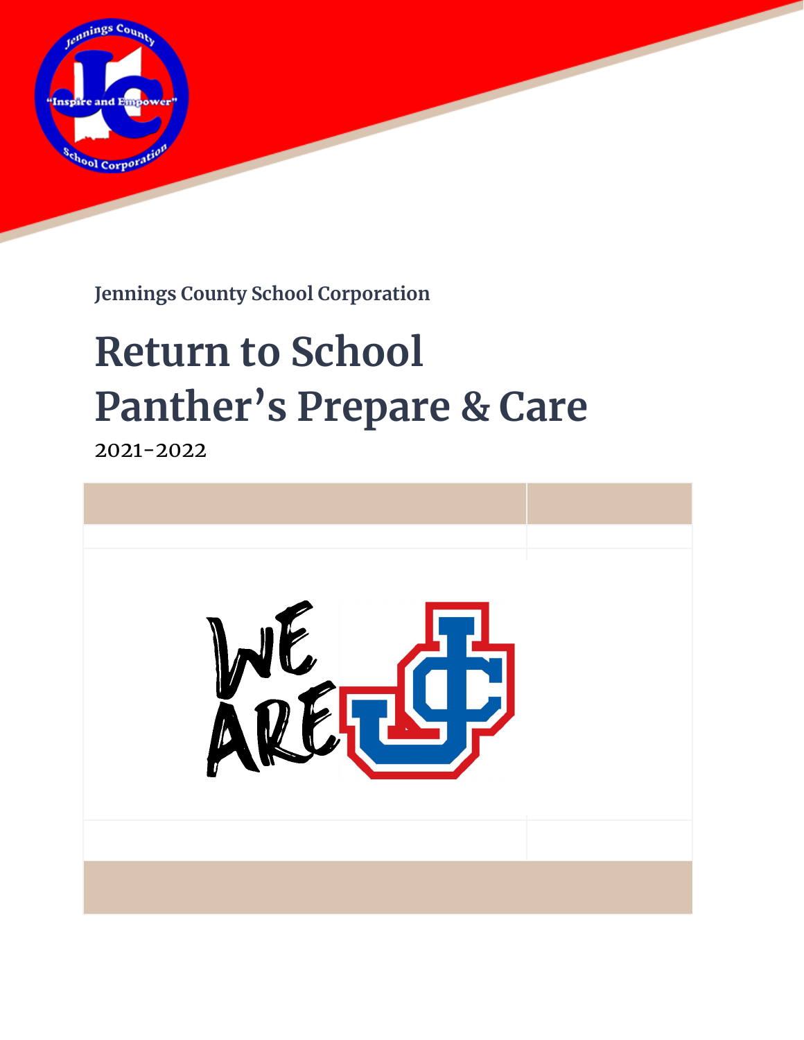Jennings County School Corporation

# Return to School
# Panther's Prepare & Care

2021-2022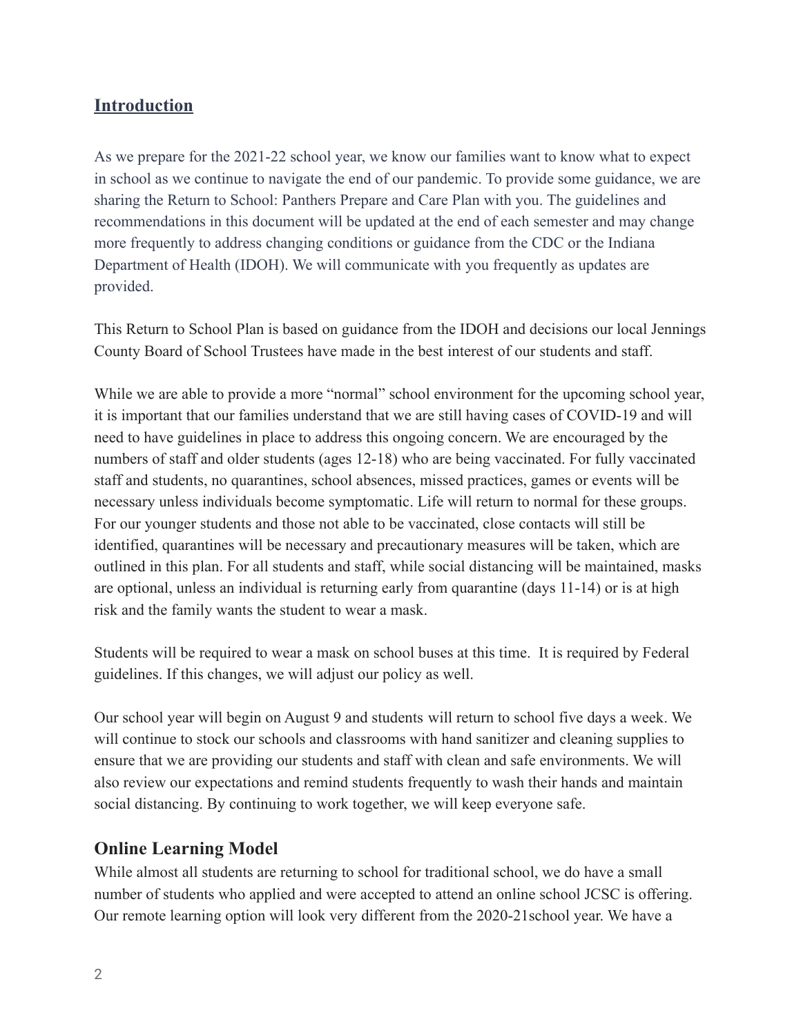## Introduction

As we prepare for the 2021-22 school year, we know our families want to know what to expect in school as we continue to navigate the end of our pandemic. To provide some guidance, we are sharing the Return to School: Panthers Prepare and Care Plan with you. The guidelines and recommendations in this document will be updated at the end of each semester and may change more frequently to address changing conditions or guidance from the CDC or the Indiana Department of Health (IDOH). We will communicate with you frequently as updates are provided.

This Return to School Plan is based on guidance from the IDOH and decisions our local Jennings County Board of School Trustees have made in the best interest of our students and staff.

While we are able to provide a more "normal" school environment for the upcoming school year, it is important that our families understand that we are still having cases of COVID-19 and will need to have guidelines in place to address this ongoing concern. We are encouraged by the numbers of staff and older students (ages 12-18) who are being vaccinated. For fully vaccinated staff and students, no quarantines, school absences, missed practices, games or events will be necessary unless individuals become symptomatic. Life will return to normal for these groups. For our younger students and those not able to be vaccinated, close contacts will still be identified, quarantines will be necessary and precautionary measures will be taken, which are outlined in this plan. For all students and staff, while social distancing will be maintained, masks are optional, unless an individual is returning early from quarantine (days 11-14) or is at high risk and the family wants the student to wear a mask.

Students will be required to wear a mask on school buses at this time. It is required by Federal guidelines. If this changes, we will adjust our policy as well.

Our school year will begin on August 9 and students will return to school five days a week. We will continue to stock our schools and classrooms with hand sanitizer and cleaning supplies to ensure that we are providing our students and staff with clean and safe environments. We will also review our expectations and remind students frequently to wash their hands and maintain social distancing. By continuing to work together, we will keep everyone safe.

### Online Learning Model

While almost all students are returning to school for traditional school, we do have a small number of students who applied and were accepted to attend an online school JCSC is offering. Our remote learning option will look very different from the 2020-21school year. We have a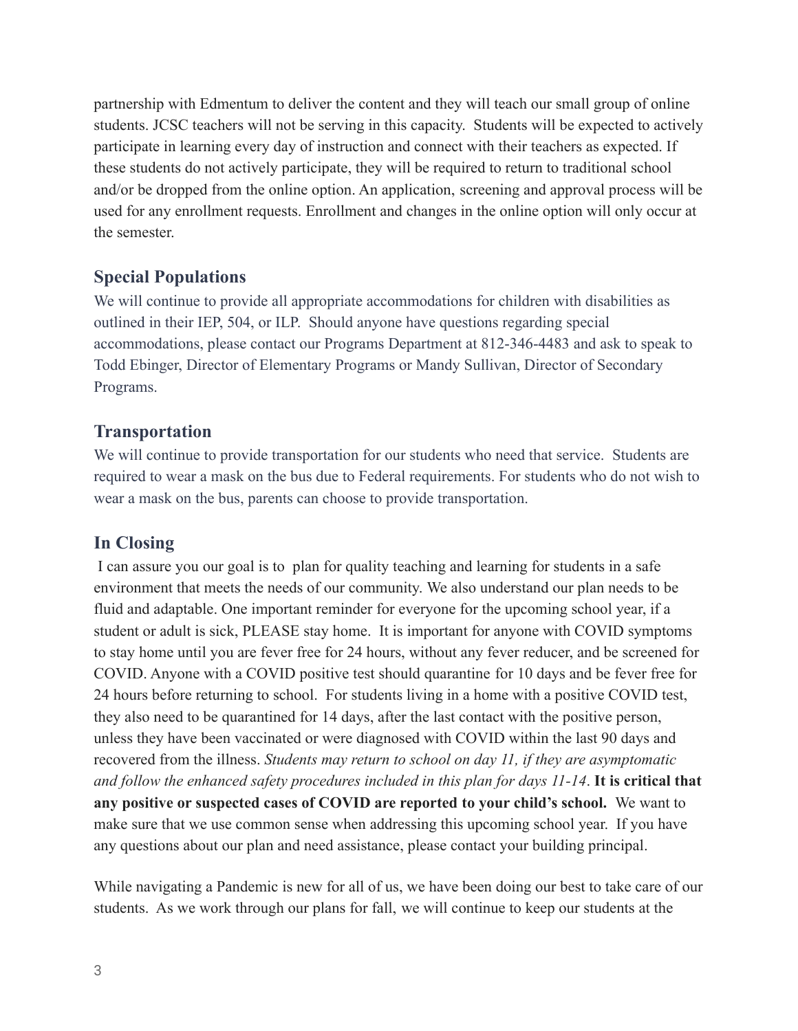partnership with Edmentum to deliver the content and they will teach our small group of online students. JCSC teachers will not be serving in this capacity. Students will be expected to actively participate in learning every day of instruction and connect with their teachers as expected. If these students do not actively participate, they will be required to return to traditional school and/or be dropped from the online option. An application, screening and approval process will be used for any enrollment requests. Enrollment and changes in the online option will only occur at the semester.

## Special Populations

We will continue to provide all appropriate accommodations for children with disabilities as outlined in their IEP, 504, or ILP. Should anyone have questions regarding special accommodations, please contact our Programs Department at 812-346-4483 and ask to speak to Todd Ebinger, Director of Elementary Programs or Mandy Sullivan, Director of Secondary Programs.

## Transportation

We will continue to provide transportation for our students who need that service. Students are required to wear a mask on the bus due to Federal requirements. For students who do not wish to wear a mask on the bus, parents can choose to provide transportation.

## In Closing

I can assure you our goal is to plan for quality teaching and learning for students in a safe environment that meets the needs of our community. We also understand our plan needs to be fluid and adaptable. One important reminder for everyone for the upcoming school year, if a student or adult is sick, PLEASE stay home. It is important for anyone with COVID symptoms to stay home until you are fever free for 24 hours, without any fever reducer, and be screened for COVID. Anyone with a COVID positive test should quarantine for 10 days and be fever free for 24 hours before returning to school. For students living in a home with a positive COVID test, they also need to be quarantined for 14 days, after the last contact with the positive person, unless they have been vaccinated or were diagnosed with COVID within the last 90 days and recovered from the illness. *Students may return to school on day 11, if they are asymptomatic and follow the enhanced safety procedures included in this plan for days 11-14*. **It is critical that any positive or suspected cases of COVID are reported to your child's school.** We want to make sure that we use common sense when addressing this upcoming school year. If you have any questions about our plan and need assistance, please contact your building principal.

While navigating a Pandemic is new for all of us, we have been doing our best to take care of our students. As we work through our plans for fall, we will continue to keep our students at the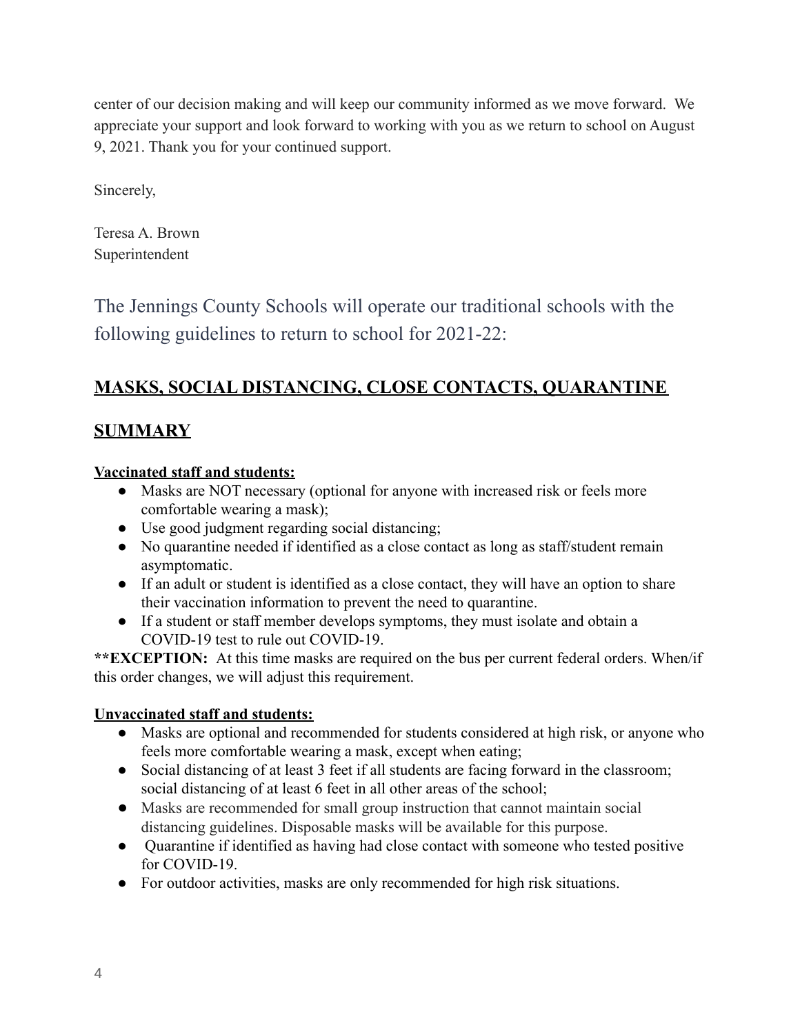center of our decision making and will keep our community informed as we move forward. We appreciate your support and look forward to working with you as we return to school on August 9, 2021. Thank you for your continued support.

Sincerely,

Teresa A. Brown
Superintendent

## The Jennings County Schools will operate our traditional schools with the following guidelines to return to school for 2021-22:

## **MASKS, SOCIAL DISTANCING, CLOSE CONTACTS, QUARANTINE**

## **SUMMARY**

**Vaccinated staff and students:**

- Masks are NOT necessary (optional for anyone with increased risk or feels more comfortable wearing a mask);
- Use good judgment regarding social distancing;
- No quarantine needed if identified as a close contact as long as staff/student remain asymptomatic.
- If an adult or student is identified as a close contact, they will have an option to share their vaccination information to prevent the need to quarantine.
- If a student or staff member develops symptoms, they must isolate and obtain a COVID-19 test to rule out COVID-19.

****EXCEPTION:** At this time masks are required on the bus per current federal orders. When/if this order changes, we will adjust this requirement.

**Unvaccinated staff and students:**

- Masks are optional and recommended for students considered at high risk, or anyone who feels more comfortable wearing a mask, except when eating;
- Social distancing of at least 3 feet if all students are facing forward in the classroom; social distancing of at least 6 feet in all other areas of the school;
- Masks are recommended for small group instruction that cannot maintain social distancing guidelines. Disposable masks will be available for this purpose.
- Quarantine if identified as having had close contact with someone who tested positive for COVID-19.
- For outdoor activities, masks are only recommended for high risk situations.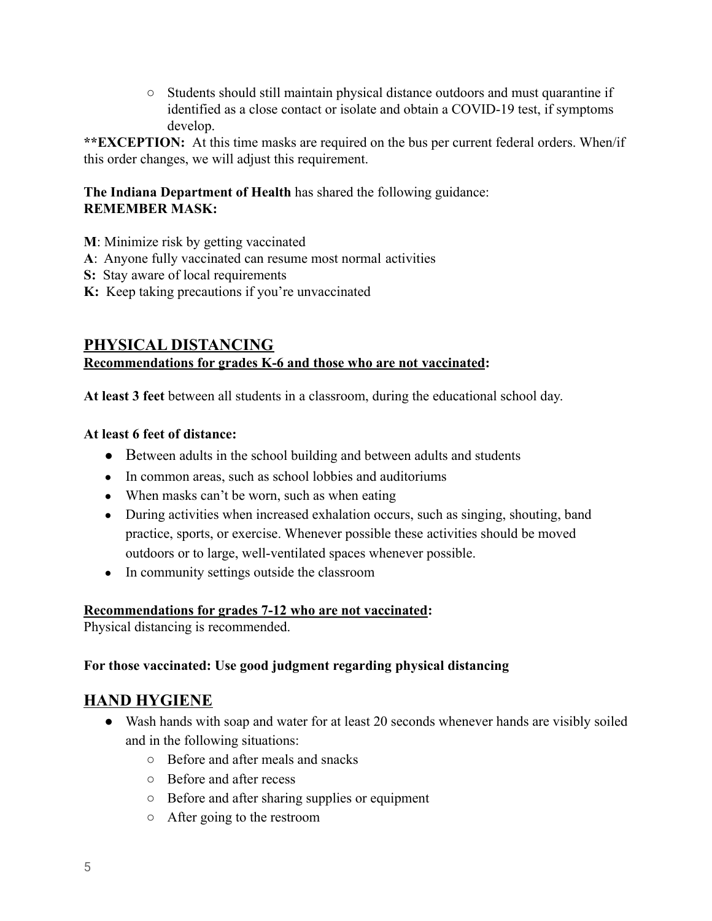- Students should still maintain physical distance outdoors and must quarantine if identified as a close contact or isolate and obtain a COVID-19 test, if symptoms develop.

****EXCEPTION:** At this time masks are required on the bus per current federal orders. When/if this order changes, we will adjust this requirement.

**The Indiana Department of Health** has shared the following guidance:
**REMEMBER MASK:**

**M**: Minimize risk by getting vaccinated
**A**: Anyone fully vaccinated can resume most normal activities
**S:** Stay aware of local requirements
**K:** Keep taking precautions if you're unvaccinated

## PHYSICAL DISTANCING

**Recommendations for grades K-6 and those who are not vaccinated:**

**At least 3 feet** between all students in a classroom, during the educational school day.

**At least 6 feet of distance:**

- Between adults in the school building and between adults and students
- In common areas, such as school lobbies and auditoriums
- When masks can't be worn, such as when eating
- During activities when increased exhalation occurs, such as singing, shouting, band practice, sports, or exercise. Whenever possible these activities should be moved outdoors or to large, well-ventilated spaces whenever possible.
- In community settings outside the classroom

**Recommendations for grades 7-12 who are not vaccinated:**
Physical distancing is recommended.

**For those vaccinated: Use good judgment regarding physical distancing**

## HAND HYGIENE

- Wash hands with soap and water for at least 20 seconds whenever hands are visibly soiled and in the following situations:
  - Before and after meals and snacks
  - Before and after recess
  - Before and after sharing supplies or equipment
  - After going to the restroom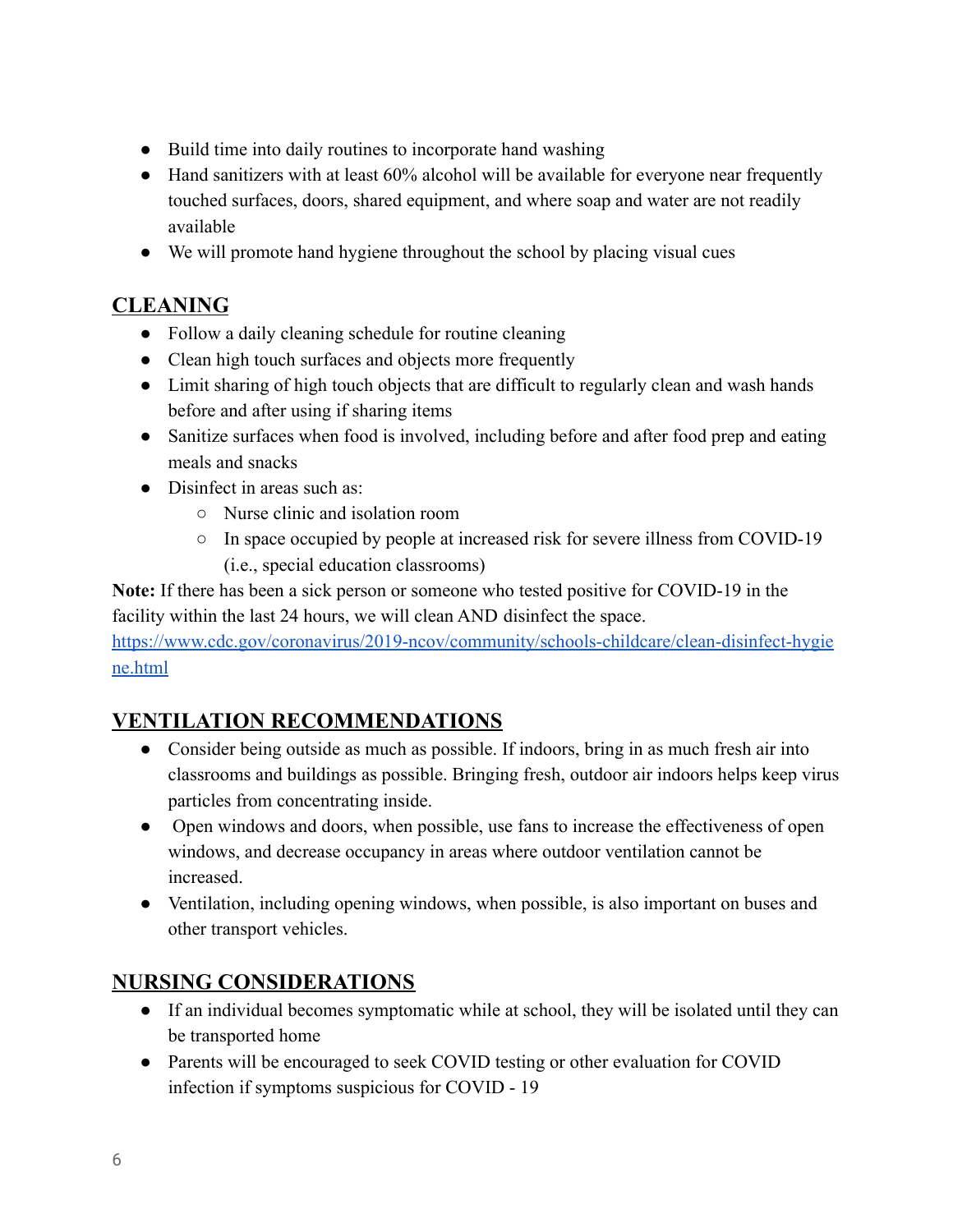- Build time into daily routines to incorporate hand washing
- Hand sanitizers with at least 60% alcohol will be available for everyone near frequently touched surfaces, doors, shared equipment, and where soap and water are not readily available
- We will promote hand hygiene throughout the school by placing visual cues

## CLEANING

- Follow a daily cleaning schedule for routine cleaning
- Clean high touch surfaces and objects more frequently
- Limit sharing of high touch objects that are difficult to regularly clean and wash hands before and after using if sharing items
- Sanitize surfaces when food is involved, including before and after food prep and eating meals and snacks
- Disinfect in areas such as:
  - Nurse clinic and isolation room
  - In space occupied by people at increased risk for severe illness from COVID-19 (i.e., special education classrooms)

**Note:** If there has been a sick person or someone who tested positive for COVID-19 in the facility within the last 24 hours, we will clean AND disinfect the space.
[https://www.cdc.gov/coronavirus/2019-ncov/community/schools-childcare/clean-disinfect-hygiene.html](https://www.cdc.gov/coronavirus/2019-ncov/community/schools-childcare/clean-disinfect-hygiene.html)

## VENTILATION RECOMMENDATIONS

- Consider being outside as much as possible. If indoors, bring in as much fresh air into classrooms and buildings as possible. Bringing fresh, outdoor air indoors helps keep virus particles from concentrating inside.
- Open windows and doors, when possible, use fans to increase the effectiveness of open windows, and decrease occupancy in areas where outdoor ventilation cannot be increased.
- Ventilation, including opening windows, when possible, is also important on buses and other transport vehicles.

## NURSING CONSIDERATIONS

- If an individual becomes symptomatic while at school, they will be isolated until they can be transported home
- Parents will be encouraged to seek COVID testing or other evaluation for COVID infection if symptoms suspicious for COVID - 19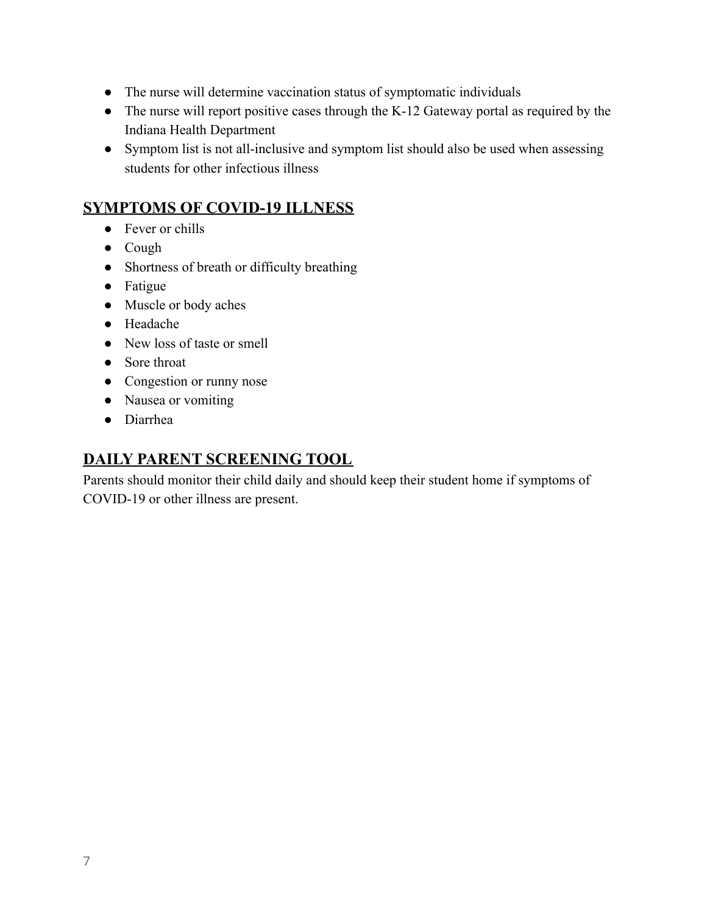- The nurse will determine vaccination status of symptomatic individuals
- The nurse will report positive cases through the K-12 Gateway portal as required by the Indiana Health Department
- Symptom list is not all-inclusive and symptom list should also be used when assessing students for other infectious illness

## SYMPTOMS OF COVID-19 ILLNESS

- Fever or chills
- Cough
- Shortness of breath or difficulty breathing
- Fatigue
- Muscle or body aches
- Headache
- New loss of taste or smell
- Sore throat
- Congestion or runny nose
- Nausea or vomiting
- Diarrhea

## DAILY PARENT SCREENING TOOL

Parents should monitor their child daily and should keep their student home if symptoms of COVID-19 or other illness are present.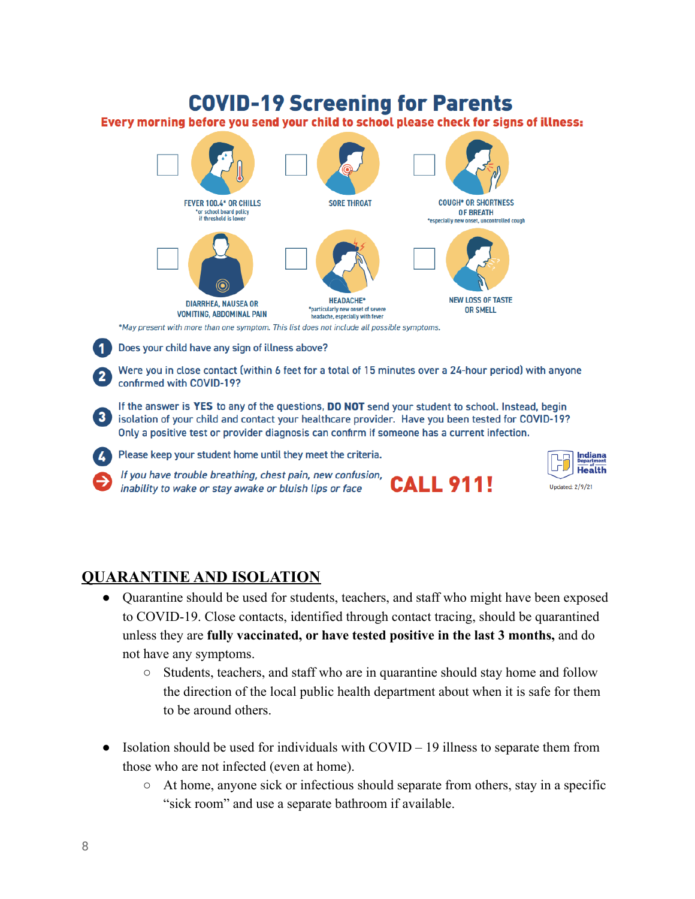# COVID-19 Screening for Parents

**Every morning before you send your child to school please check for signs of illness:**

- ☐ FEVER 100.4* OR CHILLS *or school board policy if threshold is lower
- ☐ SORE THROAT
- ☐ COUGH* OR SHORTNESS OF BREATH *especially new onset, uncontrolled cough
- ☐ DIARRHEA, NAUSEA OR VOMITING, ABDOMINAL PAIN
- ☐ HEADACHE* *particularly new onset of severe headache, especially with fever
- ☐ NEW LOSS OF TASTE OR SMELL

*\*May present with more than one symptom. This list does not include all possible symptoms.*

1. Does your child have any sign of illness above?
2. Were you in close contact (within 6 feet for a total of 15 minutes over a 24-hour period) with anyone confirmed with COVID-19?
3. If the answer is **YES** to any of the questions, **DO NOT** send your student to school. Instead, begin isolation of your child and contact your healthcare provider. Have you been tested for COVID-19? Only a positive test or provider diagnosis can confirm if someone has a current infection.
4. Please keep your student home until they meet the criteria.

*If you have trouble breathing, chest pain, new confusion, inability to wake or stay awake or bluish lips or face* **CALL 911!**

Indiana Department of Health

Updated: 2/9/21

## QUARANTINE AND ISOLATION

- Quarantine should be used for students, teachers, and staff who might have been exposed to COVID-19. Close contacts, identified through contact tracing, should be quarantined unless they are **fully vaccinated, or have tested positive in the last 3 months,** and do not have any symptoms.
  - Students, teachers, and staff who are in quarantine should stay home and follow the direction of the local public health department about when it is safe for them to be around others.

- Isolation should be used for individuals with COVID – 19 illness to separate them from those who are not infected (even at home).
  - At home, anyone sick or infectious should separate from others, stay in a specific "sick room" and use a separate bathroom if available.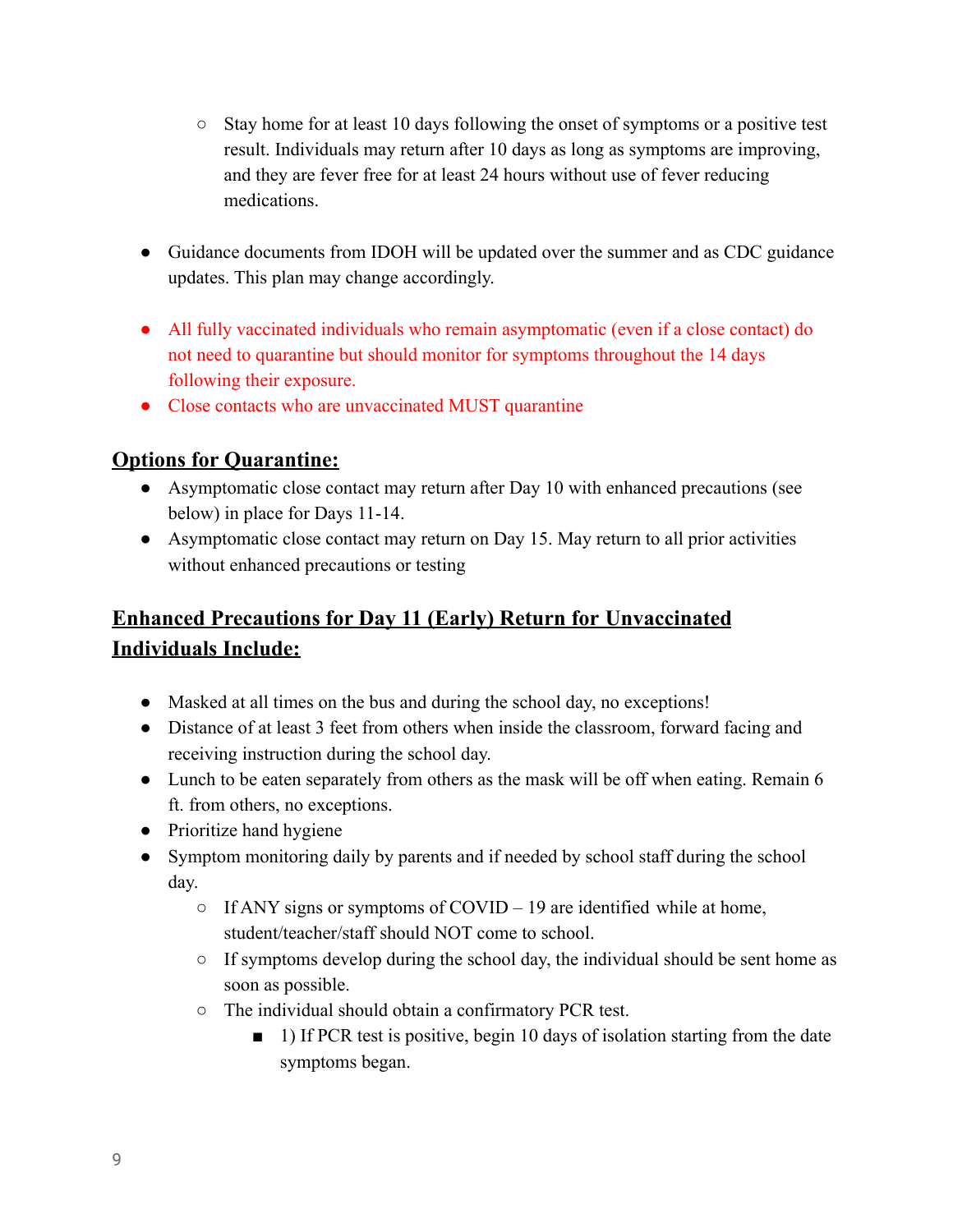- Stay home for at least 10 days following the onset of symptoms or a positive test result. Individuals may return after 10 days as long as symptoms are improving, and they are fever free for at least 24 hours without use of fever reducing medications.

- Guidance documents from IDOH will be updated over the summer and as CDC guidance updates. This plan may change accordingly.

- All fully vaccinated individuals who remain asymptomatic (even if a close contact) do not need to quarantine but should monitor for symptoms throughout the 14 days following their exposure.
- Close contacts who are unvaccinated MUST quarantine

## **Options for Quarantine:**

- Asymptomatic close contact may return after Day 10 with enhanced precautions (see below) in place for Days 11-14.
- Asymptomatic close contact may return on Day 15. May return to all prior activities without enhanced precautions or testing

## **Enhanced Precautions for Day 11 (Early) Return for Unvaccinated Individuals Include:**

- Masked at all times on the bus and during the school day, no exceptions!
- Distance of at least 3 feet from others when inside the classroom, forward facing and receiving instruction during the school day.
- Lunch to be eaten separately from others as the mask will be off when eating. Remain 6 ft. from others, no exceptions.
- Prioritize hand hygiene
- Symptom monitoring daily by parents and if needed by school staff during the school day.
  - If ANY signs or symptoms of COVID – 19 are identified while at home, student/teacher/staff should NOT come to school.
  - If symptoms develop during the school day, the individual should be sent home as soon as possible.
  - The individual should obtain a confirmatory PCR test.
    - 1) If PCR test is positive, begin 10 days of isolation starting from the date symptoms began.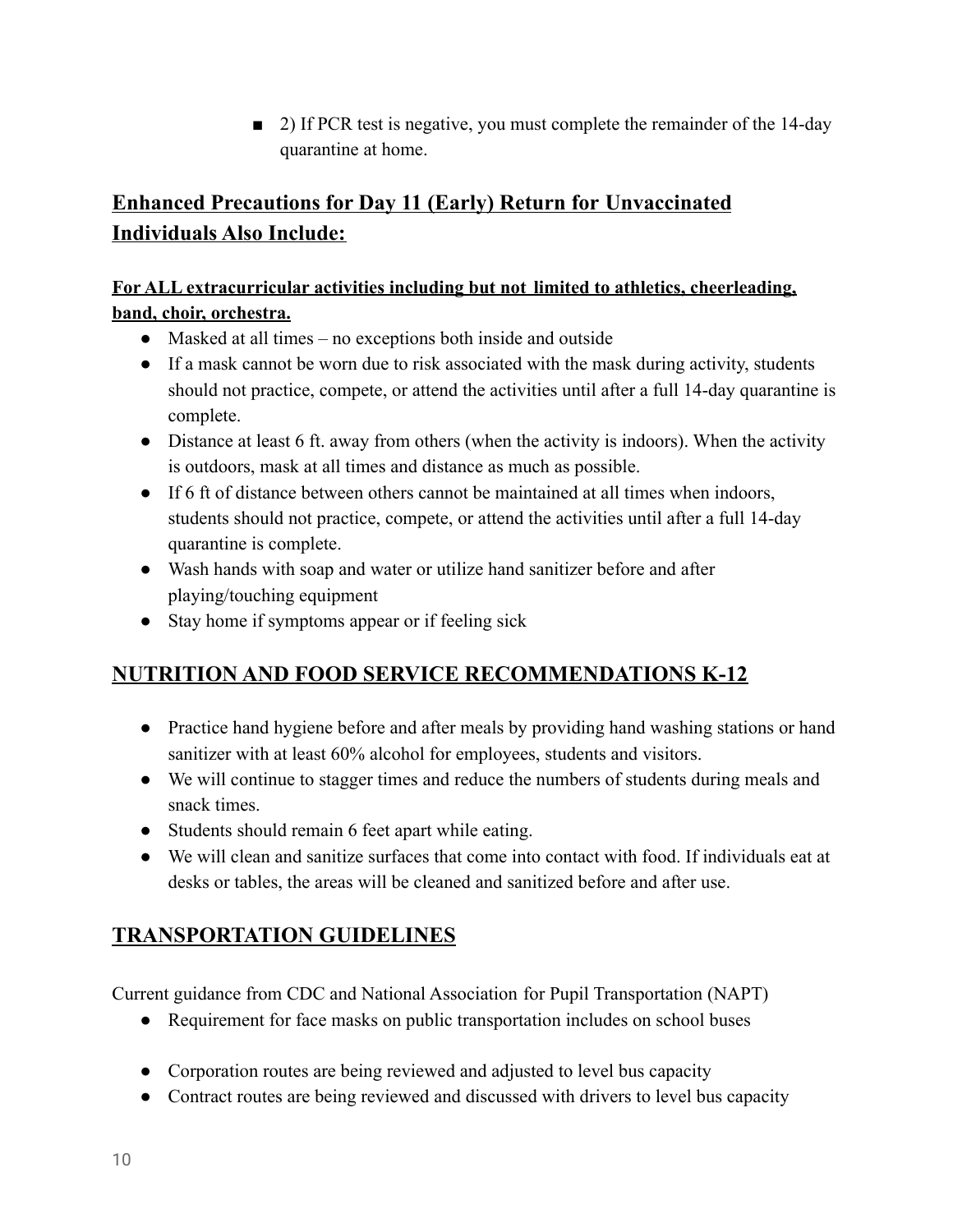- 2) If PCR test is negative, you must complete the remainder of the 14-day quarantine at home.

## Enhanced Precautions for Day 11 (Early) Return for Unvaccinated Individuals Also Include:

**For ALL extracurricular activities including but not limited to athletics, cheerleading, band, choir, orchestra.**

- Masked at all times – no exceptions both inside and outside
- If a mask cannot be worn due to risk associated with the mask during activity, students should not practice, compete, or attend the activities until after a full 14-day quarantine is complete.
- Distance at least 6 ft. away from others (when the activity is indoors). When the activity is outdoors, mask at all times and distance as much as possible.
- If 6 ft of distance between others cannot be maintained at all times when indoors, students should not practice, compete, or attend the activities until after a full 14-day quarantine is complete.
- Wash hands with soap and water or utilize hand sanitizer before and after playing/touching equipment
- Stay home if symptoms appear or if feeling sick

## NUTRITION AND FOOD SERVICE RECOMMENDATIONS K-12

- Practice hand hygiene before and after meals by providing hand washing stations or hand sanitizer with at least 60% alcohol for employees, students and visitors.
- We will continue to stagger times and reduce the numbers of students during meals and snack times.
- Students should remain 6 feet apart while eating.
- We will clean and sanitize surfaces that come into contact with food. If individuals eat at desks or tables, the areas will be cleaned and sanitized before and after use.

## TRANSPORTATION GUIDELINES

Current guidance from CDC and National Association for Pupil Transportation (NAPT)

- Requirement for face masks on public transportation includes on school buses
- Corporation routes are being reviewed and adjusted to level bus capacity
- Contract routes are being reviewed and discussed with drivers to level bus capacity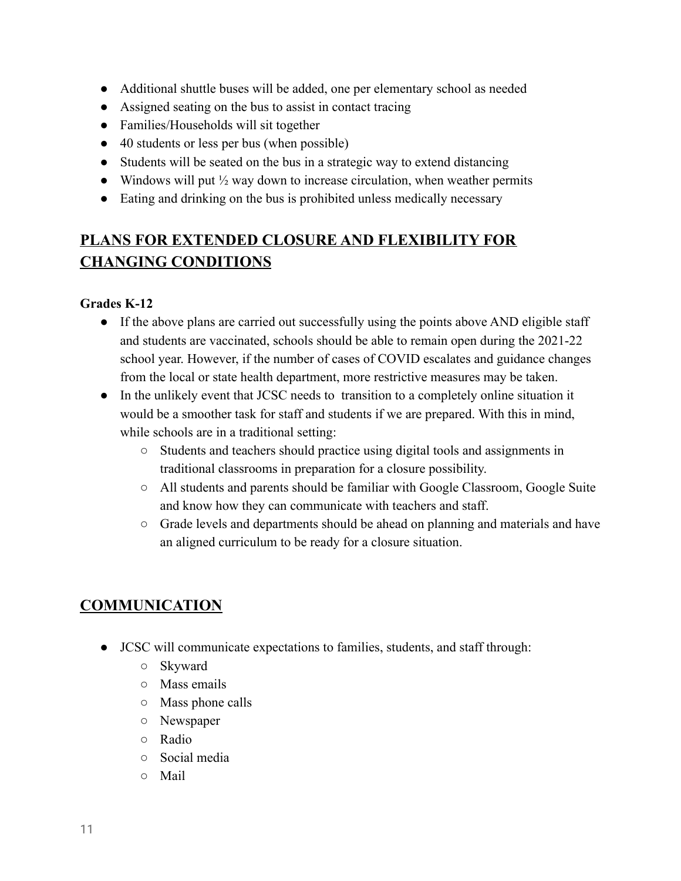- Additional shuttle buses will be added, one per elementary school as needed
- Assigned seating on the bus to assist in contact tracing
- Families/Households will sit together
- 40 students or less per bus (when possible)
- Students will be seated on the bus in a strategic way to extend distancing
- Windows will put ½ way down to increase circulation, when weather permits
- Eating and drinking on the bus is prohibited unless medically necessary

## PLANS FOR EXTENDED CLOSURE AND FLEXIBILITY FOR CHANGING CONDITIONS

**Grades K-12**

- If the above plans are carried out successfully using the points above AND eligible staff and students are vaccinated, schools should be able to remain open during the 2021-22 school year. However, if the number of cases of COVID escalates and guidance changes from the local or state health department, more restrictive measures may be taken.
- In the unlikely event that JCSC needs to transition to a completely online situation it would be a smoother task for staff and students if we are prepared. With this in mind, while schools are in a traditional setting:
  - Students and teachers should practice using digital tools and assignments in traditional classrooms in preparation for a closure possibility.
  - All students and parents should be familiar with Google Classroom, Google Suite and know how they can communicate with teachers and staff.
  - Grade levels and departments should be ahead on planning and materials and have an aligned curriculum to be ready for a closure situation.

## COMMUNICATION

- JCSC will communicate expectations to families, students, and staff through:
  - Skyward
  - Mass emails
  - Mass phone calls
  - Newspaper
  - Radio
  - Social media
  - Mail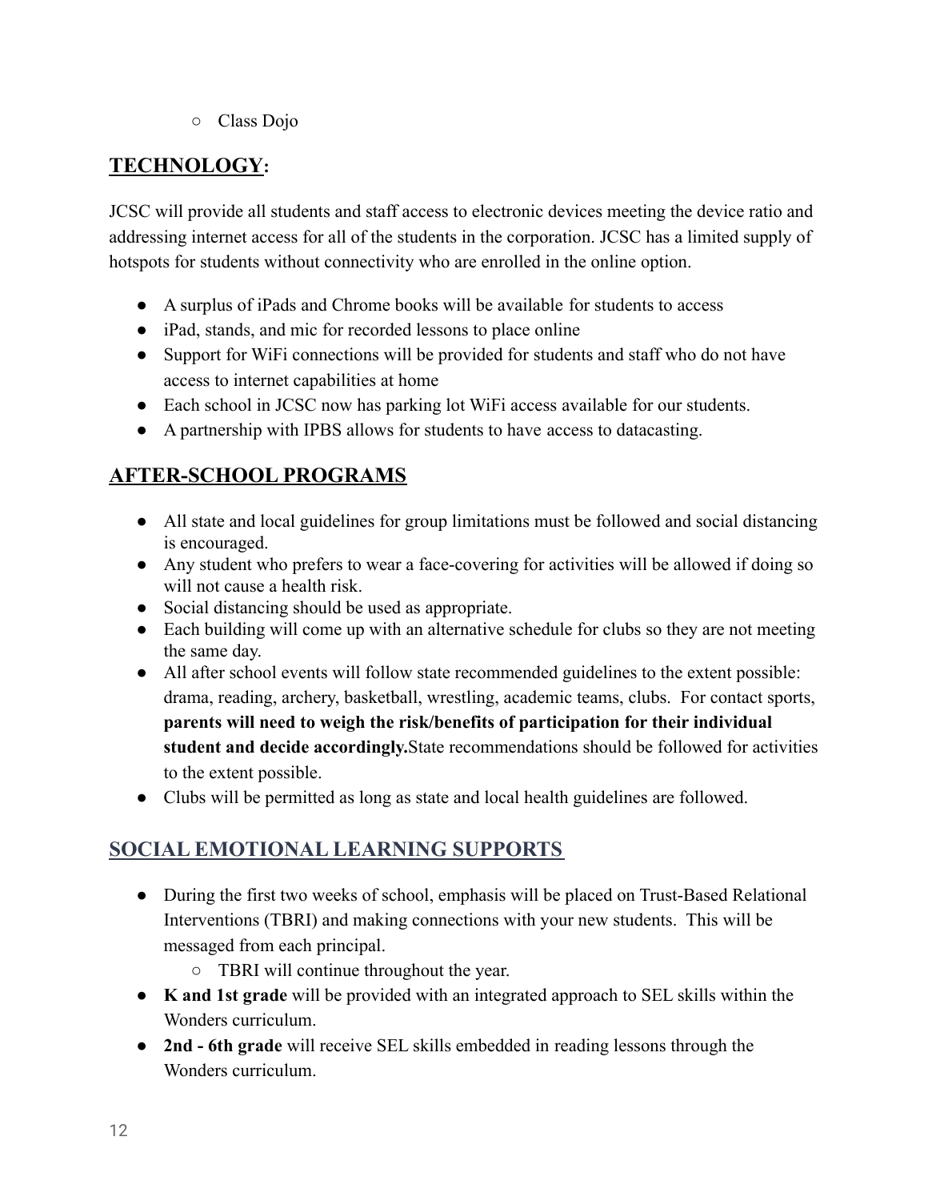- Class Dojo

## TECHNOLOGY:

JCSC will provide all students and staff access to electronic devices meeting the device ratio and addressing internet access for all of the students in the corporation. JCSC has a limited supply of hotspots for students without connectivity who are enrolled in the online option.

- A surplus of iPads and Chrome books will be available for students to access
- iPad, stands, and mic for recorded lessons to place online
- Support for WiFi connections will be provided for students and staff who do not have access to internet capabilities at home
- Each school in JCSC now has parking lot WiFi access available for our students.
- A partnership with IPBS allows for students to have access to datacasting.

## AFTER-SCHOOL PROGRAMS

- All state and local guidelines for group limitations must be followed and social distancing is encouraged.
- Any student who prefers to wear a face-covering for activities will be allowed if doing so will not cause a health risk.
- Social distancing should be used as appropriate.
- Each building will come up with an alternative schedule for clubs so they are not meeting the same day.
- All after school events will follow state recommended guidelines to the extent possible: drama, reading, archery, basketball, wrestling, academic teams, clubs. For contact sports, **parents will need to weigh the risk/benefits of participation for their individual student and decide accordingly.** State recommendations should be followed for activities to the extent possible.
- Clubs will be permitted as long as state and local health guidelines are followed.

## SOCIAL EMOTIONAL LEARNING SUPPORTS

- During the first two weeks of school, emphasis will be placed on Trust-Based Relational Interventions (TBRI) and making connections with your new students. This will be messaged from each principal.
    - TBRI will continue throughout the year.
- **K and 1st grade** will be provided with an integrated approach to SEL skills within the Wonders curriculum.
- **2nd - 6th grade** will receive SEL skills embedded in reading lessons through the Wonders curriculum.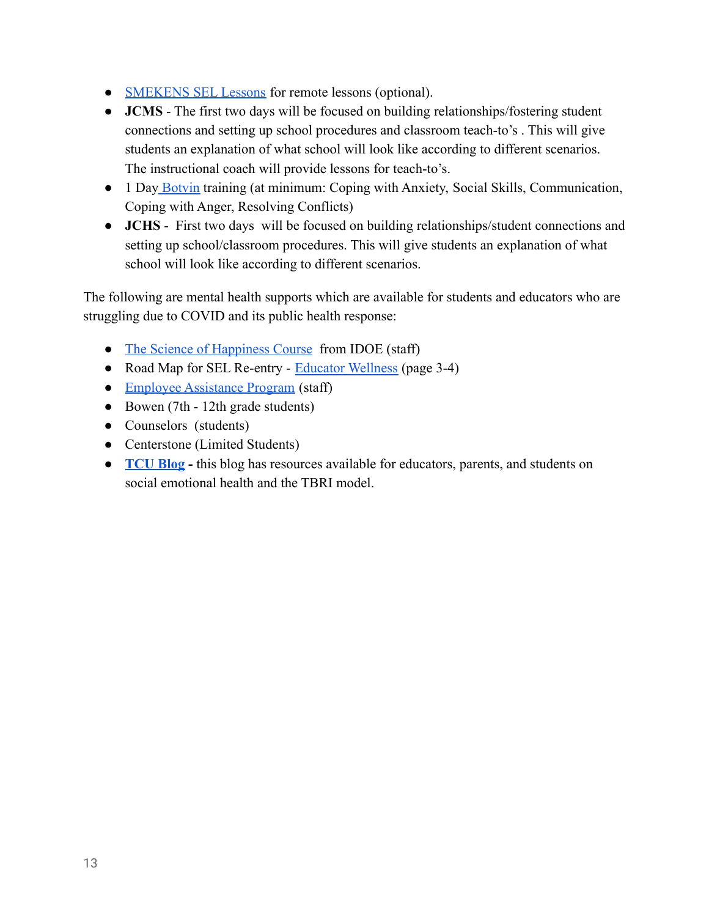- SMEKENS SEL Lessons for remote lessons (optional).
- **JCMS** - The first two days will be focused on building relationships/fostering student connections and setting up school procedures and classroom teach-to's . This will give students an explanation of what school will look like according to different scenarios. The instructional coach will provide lessons for teach-to's.
- 1 Day Botvin training (at minimum: Coping with Anxiety, Social Skills, Communication, Coping with Anger, Resolving Conflicts)
- **JCHS** - First two days will be focused on building relationships/student connections and setting up school/classroom procedures. This will give students an explanation of what school will look like according to different scenarios.

The following are mental health supports which are available for students and educators who are struggling due to COVID and its public health response:

- The Science of Happiness Course from IDOE (staff)
- Road Map for SEL Re-entry - Educator Wellness (page 3-4)
- Employee Assistance Program (staff)
- Bowen (7th - 12th grade students)
- Counselors (students)
- Centerstone (Limited Students)
- **TCU Blog -** this blog has resources available for educators, parents, and students on social emotional health and the TBRI model.